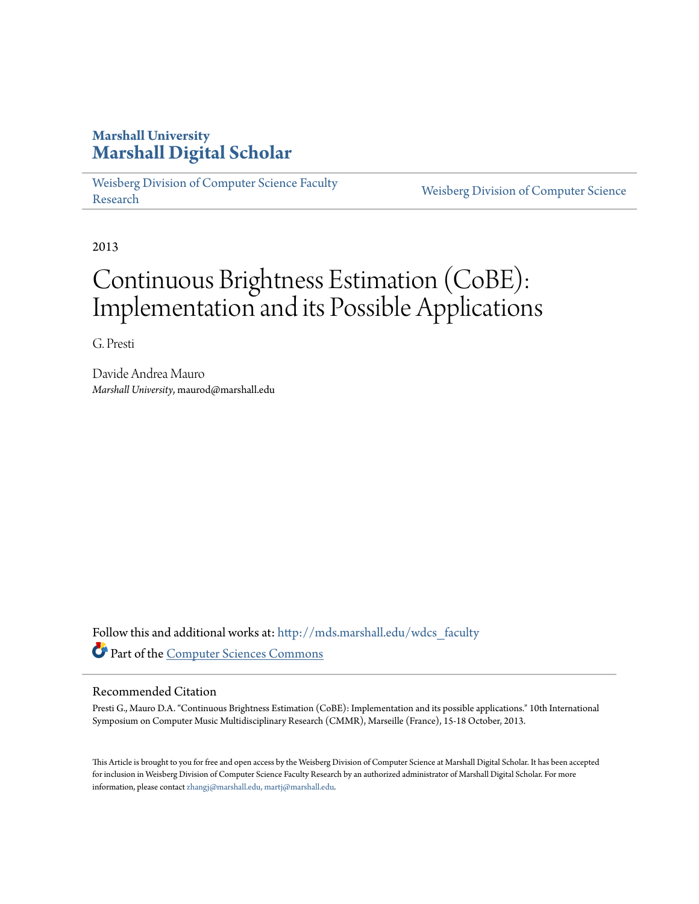**Marshall University**
**Marshall Digital Scholar**

Weisberg Division of Computer Science Faculty Research | Weisberg Division of Computer Science

2013

# Continuous Brightness Estimation (CoBE): Implementation and its Possible Applications

G. Presti

Davide Andrea Mauro
*Marshall University*, maurod@marshall.edu

Follow this and additional works at: http://mds.marshall.edu/wdcs_faculty

Part of the Computer Sciences Commons

## Recommended Citation

Presti G., Mauro D.A. "Continuous Brightness Estimation (CoBE): Implementation and its possible applications." 10th International Symposium on Computer Music Multidisciplinary Research (CMMR), Marseille (France), 15-18 October, 2013.

This Article is brought to you for free and open access by the Weisberg Division of Computer Science at Marshall Digital Scholar. It has been accepted for inclusion in Weisberg Division of Computer Science Faculty Research by an authorized administrator of Marshall Digital Scholar. For more information, please contact zhangj@marshall.edu, martj@marshall.edu.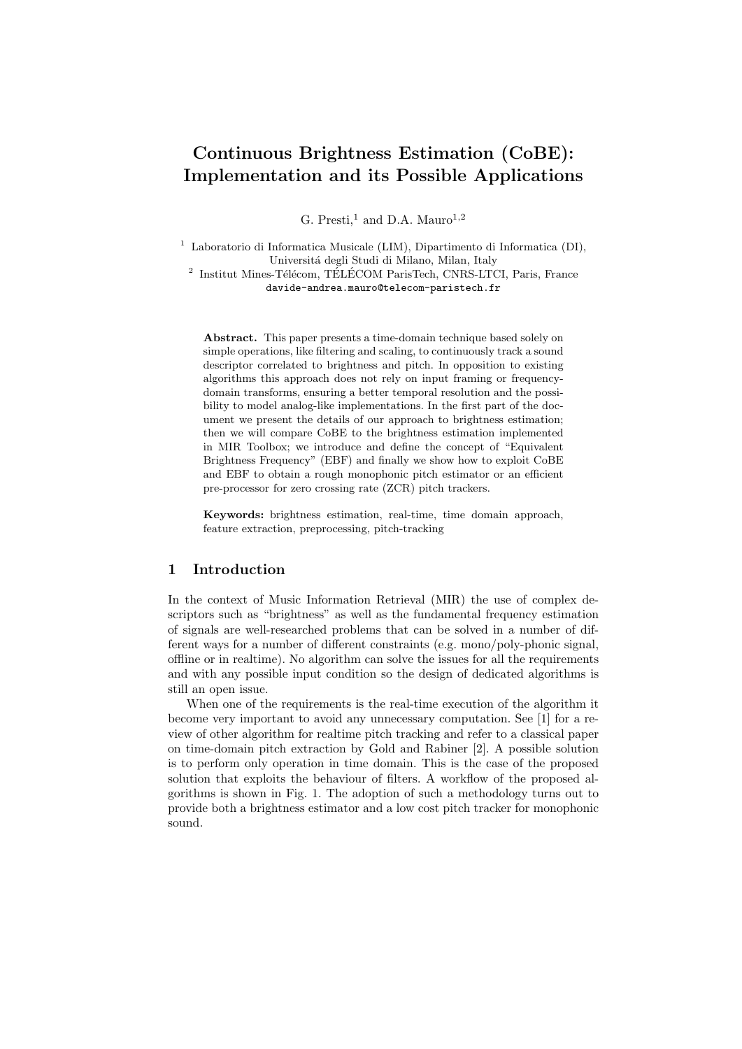# Continuous Brightness Estimation (CoBE): Implementation and its Possible Applications

G. Presti,[1] and D.A. Mauro[1,2]

[1] Laboratorio di Informatica Musicale (LIM), Dipartimento di Informatica (DI), Universitá degli Studi di Milano, Milan, Italy
[2] Institut Mines-Télécom, TÉLÉCOM ParisTech, CNRS-LTCI, Paris, France
davide-andrea.mauro@telecom-paristech.fr

**Abstract.** This paper presents a time-domain technique based solely on simple operations, like filtering and scaling, to continuously track a sound descriptor correlated to brightness and pitch. In opposition to existing algorithms this approach does not rely on input framing or frequency-domain transforms, ensuring a better temporal resolution and the possibility to model analog-like implementations. In the first part of the document we present the details of our approach to brightness estimation; then we will compare CoBE to the brightness estimation implemented in MIR Toolbox; we introduce and define the concept of "Equivalent Brightness Frequency" (EBF) and finally we show how to exploit CoBE and EBF to obtain a rough monophonic pitch estimator or an efficient pre-processor for zero crossing rate (ZCR) pitch trackers.

**Keywords:** brightness estimation, real-time, time domain approach, feature extraction, preprocessing, pitch-tracking

## 1 Introduction

In the context of Music Information Retrieval (MIR) the use of complex descriptors such as "brightness" as well as the fundamental frequency estimation of signals are well-researched problems that can be solved in a number of different ways for a number of different constraints (e.g. mono/poly-phonic signal, offline or in realtime). No algorithm can solve the issues for all the requirements and with any possible input condition so the design of dedicated algorithms is still an open issue.

When one of the requirements is the real-time execution of the algorithm it become very important to avoid any unnecessary computation. See [1] for a review of other algorithm for realtime pitch tracking and refer to a classical paper on time-domain pitch extraction by Gold and Rabiner [2]. A possible solution is to perform only operation in time domain. This is the case of the proposed solution that exploits the behaviour of filters. A workflow of the proposed algorithms is shown in Fig. 1. The adoption of such a methodology turns out to provide both a brightness estimator and a low cost pitch tracker for monophonic sound.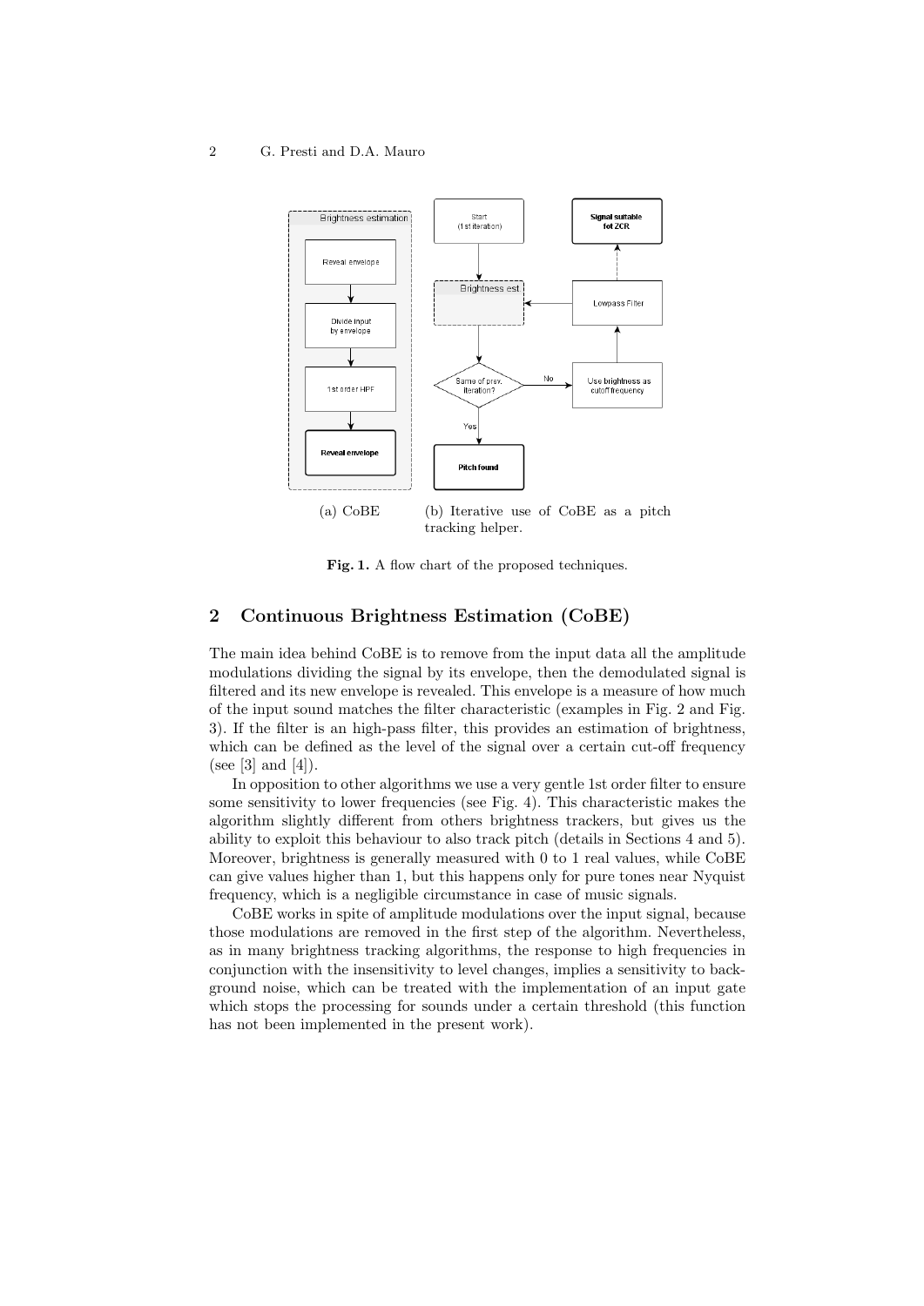(a) CoBE (b) Iterative use of CoBE as a pitch tracking helper.

**Fig. 1.** A flow chart of the proposed techniques.

## 2 Continuous Brightness Estimation (CoBE)

The main idea behind CoBE is to remove from the input data all the amplitude modulations dividing the signal by its envelope, then the demodulated signal is filtered and its new envelope is revealed. This envelope is a measure of how much of the input sound matches the filter characteristic (examples in Fig. 2 and Fig. 3). If the filter is an high-pass filter, this provides an estimation of brightness, which can be defined as the level of the signal over a certain cut-off frequency (see [3] and [4]).

In opposition to other algorithms we use a very gentle 1st order filter to ensure some sensitivity to lower frequencies (see Fig. 4). This characteristic makes the algorithm slightly different from others brightness trackers, but gives us the ability to exploit this behaviour to also track pitch (details in Sections 4 and 5). Moreover, brightness is generally measured with 0 to 1 real values, while CoBE can give values higher than 1, but this happens only for pure tones near Nyquist frequency, which is a negligible circumstance in case of music signals.

CoBE works in spite of amplitude modulations over the input signal, because those modulations are removed in the first step of the algorithm. Nevertheless, as in many brightness tracking algorithms, the response to high frequencies in conjunction with the insensitivity to level changes, implies a sensitivity to background noise, which can be treated with the implementation of an input gate which stops the processing for sounds under a certain threshold (this function has not been implemented in the present work).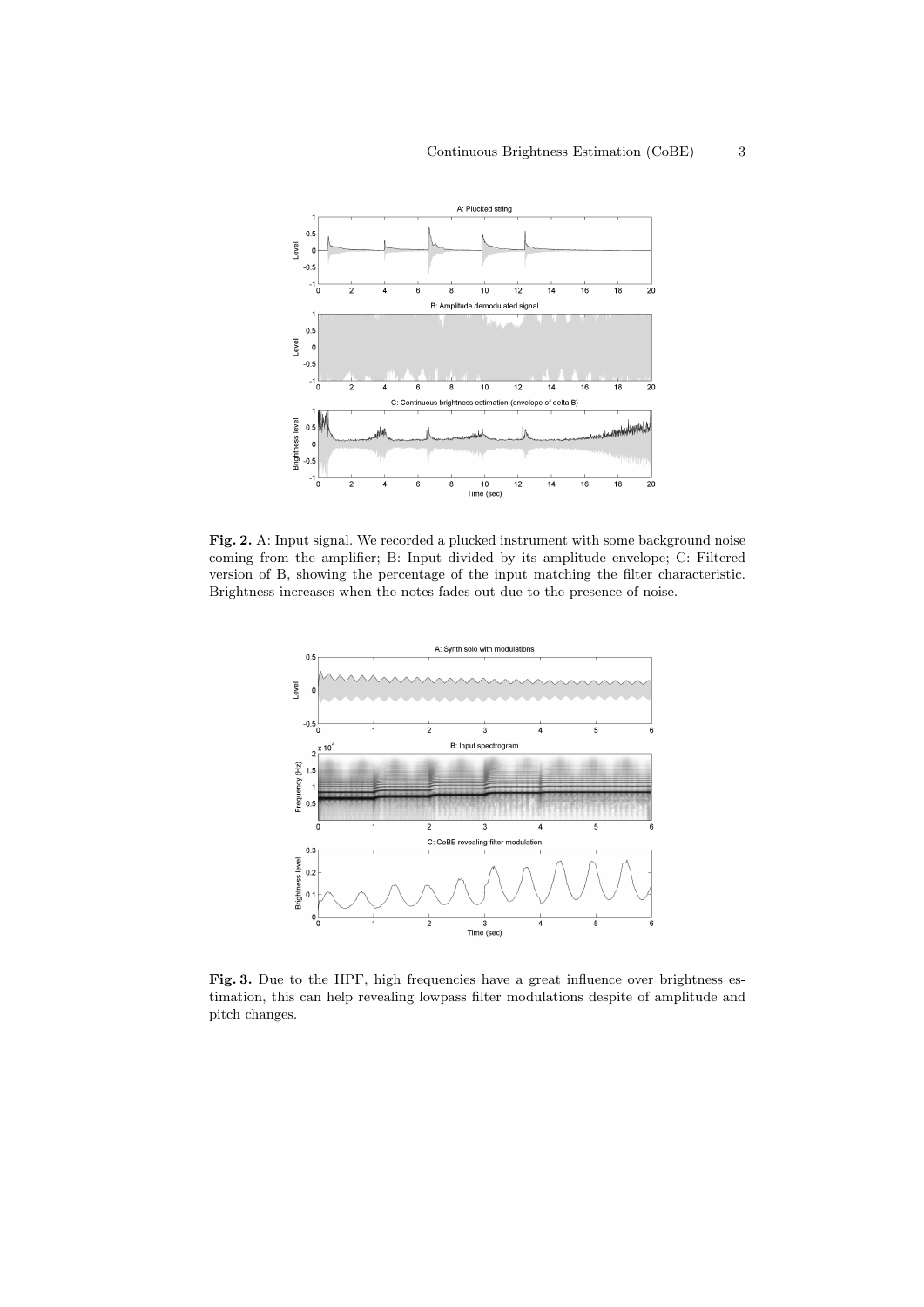**Fig. 2.** A: Input signal. We recorded a plucked instrument with some background noise coming from the amplifier; B: Input divided by its amplitude envelope; C: Filtered version of B, showing the percentage of the input matching the filter characteristic. Brightness increases when the notes fades out due to the presence of noise.

**Fig. 3.** Due to the HPF, high frequencies have a great influence over brightness estimation, this can help revealing lowpass filter modulations despite of amplitude and pitch changes.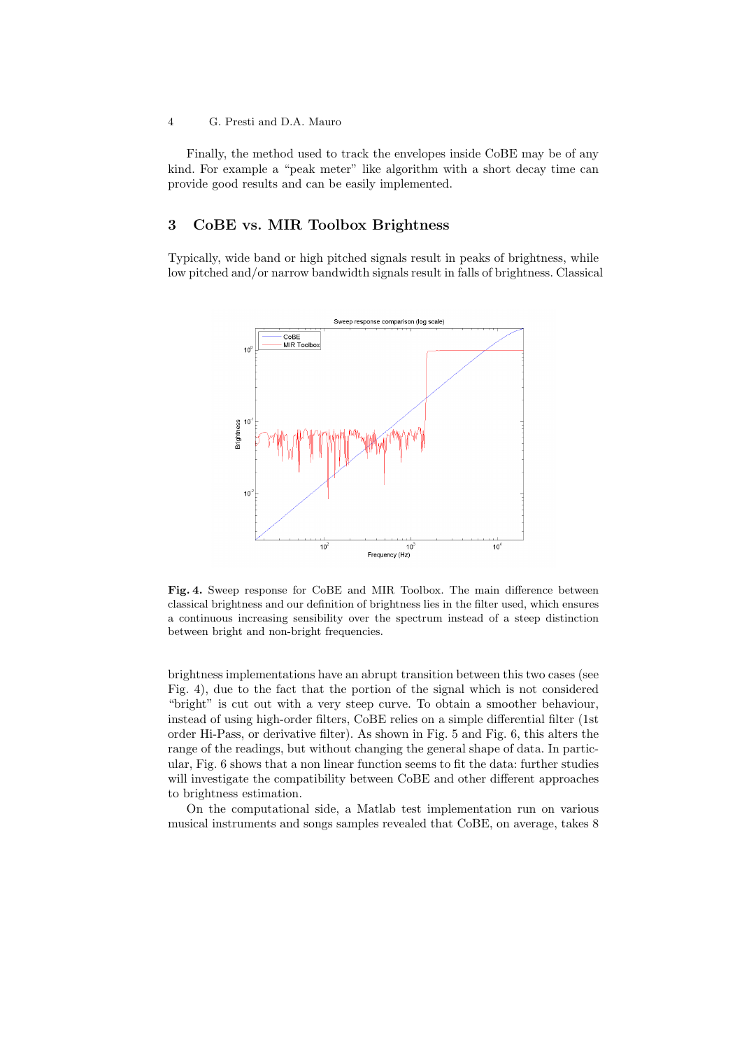Finally, the method used to track the envelopes inside CoBE may be of any kind. For example a "peak meter" like algorithm with a short decay time can provide good results and can be easily implemented.

## 3 CoBE vs. MIR Toolbox Brightness

Typically, wide band or high pitched signals result in peaks of brightness, while low pitched and/or narrow bandwidth signals result in falls of brightness. Classical brightness implementations have an abrupt transition between this two cases (see Fig. 4), due to the fact that the portion of the signal which is not considered "bright" is cut out with a very steep curve. To obtain a smoother behaviour, instead of using high-order filters, CoBE relies on a simple differential filter (1st order Hi-Pass, or derivative filter). As shown in Fig. 5 and Fig. 6, this alters the range of the readings, but without changing the general shape of data. In particular, Fig. 6 shows that a non linear function seems to fit the data: further studies will investigate the compatibility between CoBE and other different approaches to brightness estimation.

**Fig. 4.** Sweep response for CoBE and MIR Toolbox. The main difference between classical brightness and our definition of brightness lies in the filter used, which ensures a continuous increasing sensibility over the spectrum instead of a steep distinction between bright and non-bright frequencies.

On the computational side, a Matlab test implementation run on various musical instruments and songs samples revealed that CoBE, on average, takes 8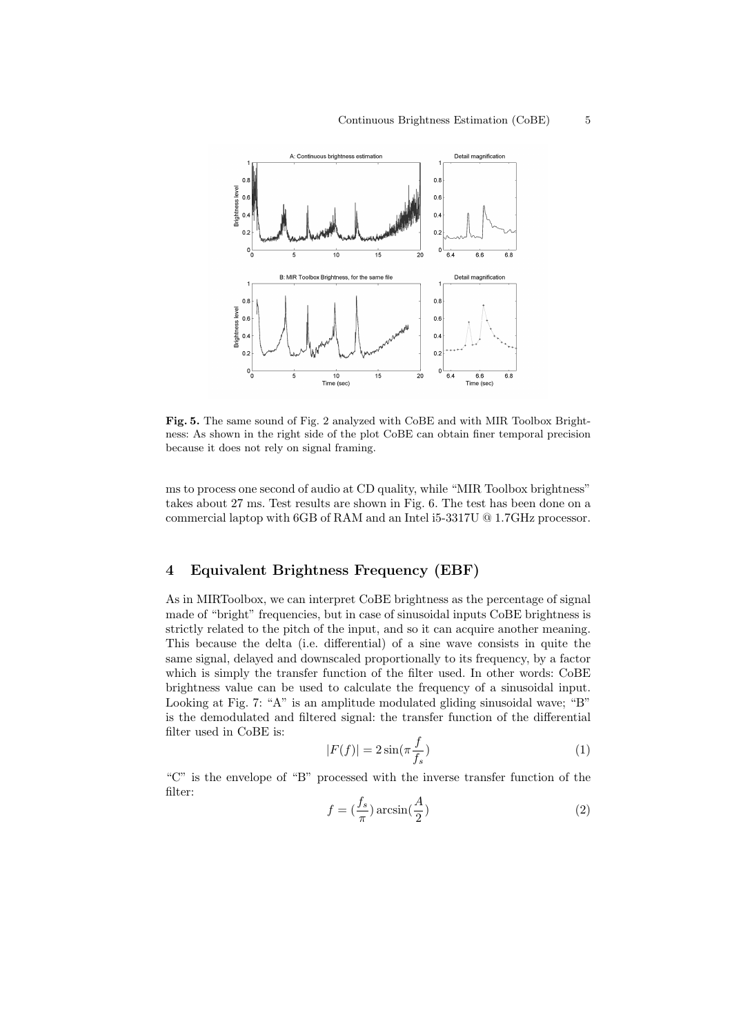**Fig. 5.** The same sound of Fig. 2 analyzed with CoBE and with MIR Toolbox Brightness: As shown in the right side of the plot CoBE can obtain finer temporal precision because it does not rely on signal framing.

ms to process one second of audio at CD quality, while "MIR Toolbox brightness" takes about 27 ms. Test results are shown in Fig. 6. The test has been done on a commercial laptop with 6GB of RAM and an Intel i5-3317U @ 1.7GHz processor.

## 4 Equivalent Brightness Frequency (EBF)

As in MIRToolbox, we can interpret CoBE brightness as the percentage of signal made of "bright" frequencies, but in case of sinusoidal inputs CoBE brightness is strictly related to the pitch of the input, and so it can acquire another meaning. This because the delta (i.e. differential) of a sine wave consists in quite the same signal, delayed and downscaled proportionally to its frequency, by a factor which is simply the transfer function of the filter used. In other words: CoBE brightness value can be used to calculate the frequency of a sinusoidal input. Looking at Fig. 7: "A" is an amplitude modulated gliding sinusoidal wave; "B" is the demodulated and filtered signal: the transfer function of the differential filter used in CoBE is:

$$|F(f)| = 2\sin(\pi\frac{f}{f_s}) \tag{1}$$

"C" is the envelope of "B" processed with the inverse transfer function of the filter:

$$f = (\frac{f_s}{\pi})\arcsin(\frac{A}{2}) \tag{2}$$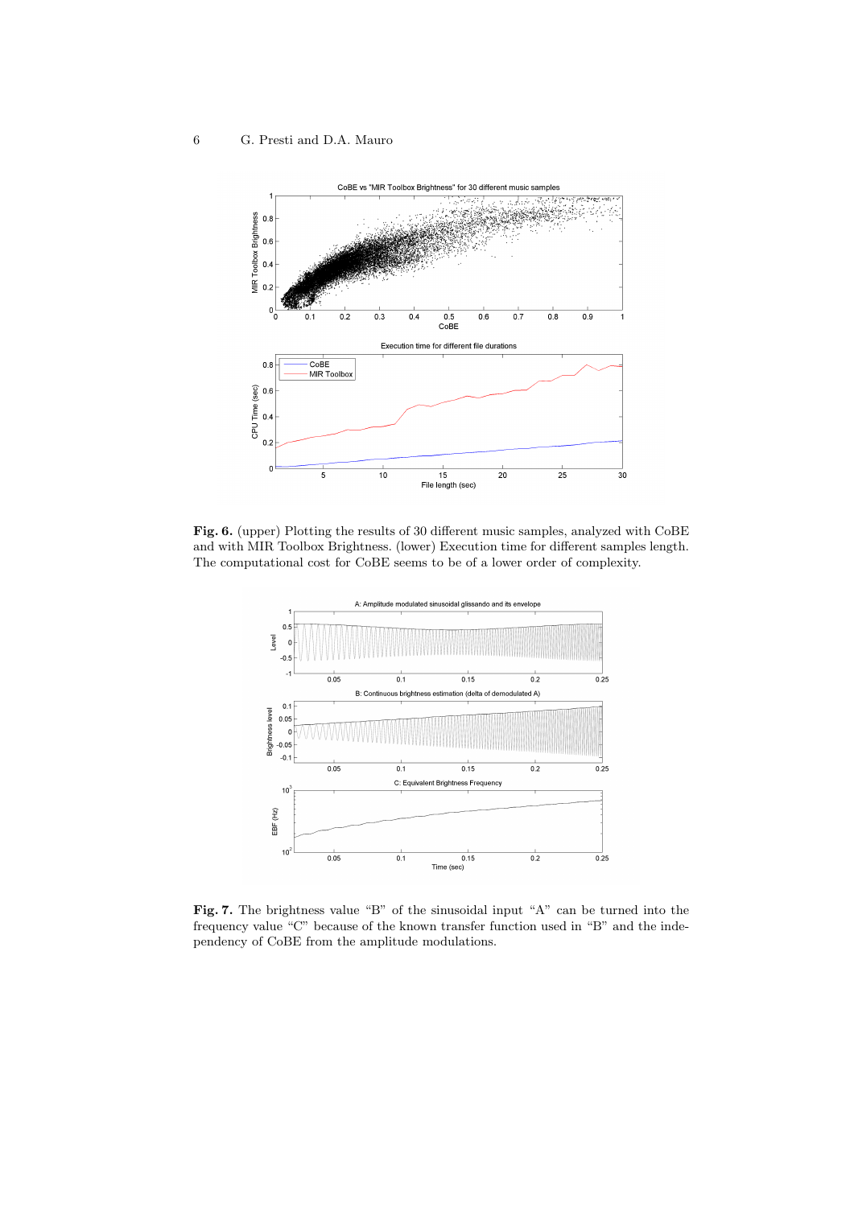**Fig. 6.** (upper) Plotting the results of 30 different music samples, analyzed with CoBE and with MIR Toolbox Brightness. (lower) Execution time for different samples length. The computational cost for CoBE seems to be of a lower order of complexity.

**Fig. 7.** The brightness value "B" of the sinusoidal input "A" can be turned into the frequency value "C" because of the known transfer function used in "B" and the independency of CoBE from the amplitude modulations.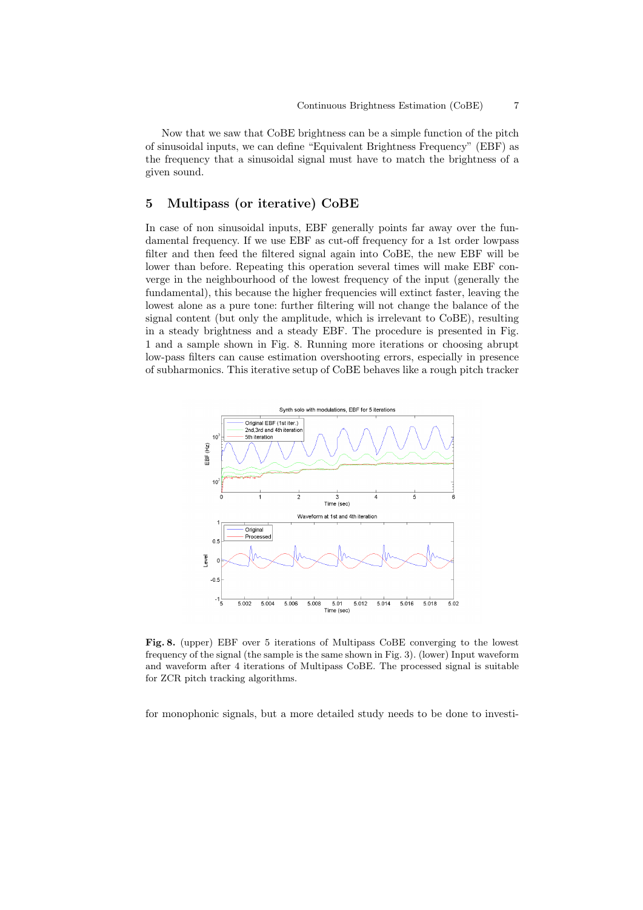Now that we saw that CoBE brightness can be a simple function of the pitch of sinusoidal inputs, we can define "Equivalent Brightness Frequency" (EBF) as the frequency that a sinusoidal signal must have to match the brightness of a given sound.

## 5 Multipass (or iterative) CoBE

In case of non sinusoidal inputs, EBF generally points far away over the fundamental frequency. If we use EBF as cut-off frequency for a 1st order lowpass filter and then feed the filtered signal again into CoBE, the new EBF will be lower than before. Repeating this operation several times will make EBF converge in the neighbourhood of the lowest frequency of the input (generally the fundamental), this because the higher frequencies will extinct faster, leaving the lowest alone as a pure tone: further filtering will not change the balance of the signal content (but only the amplitude, which is irrelevant to CoBE), resulting in a steady brightness and a steady EBF. The procedure is presented in Fig. 1 and a sample shown in Fig. 8. Running more iterations or choosing abrupt low-pass filters can cause estimation overshooting errors, especially in presence of subharmonics. This iterative setup of CoBE behaves like a rough pitch tracker

**Fig. 8.** (upper) EBF over 5 iterations of Multipass CoBE converging to the lowest frequency of the signal (the sample is the same shown in Fig. 3). (lower) Input waveform and waveform after 4 iterations of Multipass CoBE. The processed signal is suitable for ZCR pitch tracking algorithms.

for monophonic signals, but a more detailed study needs to be done to investi-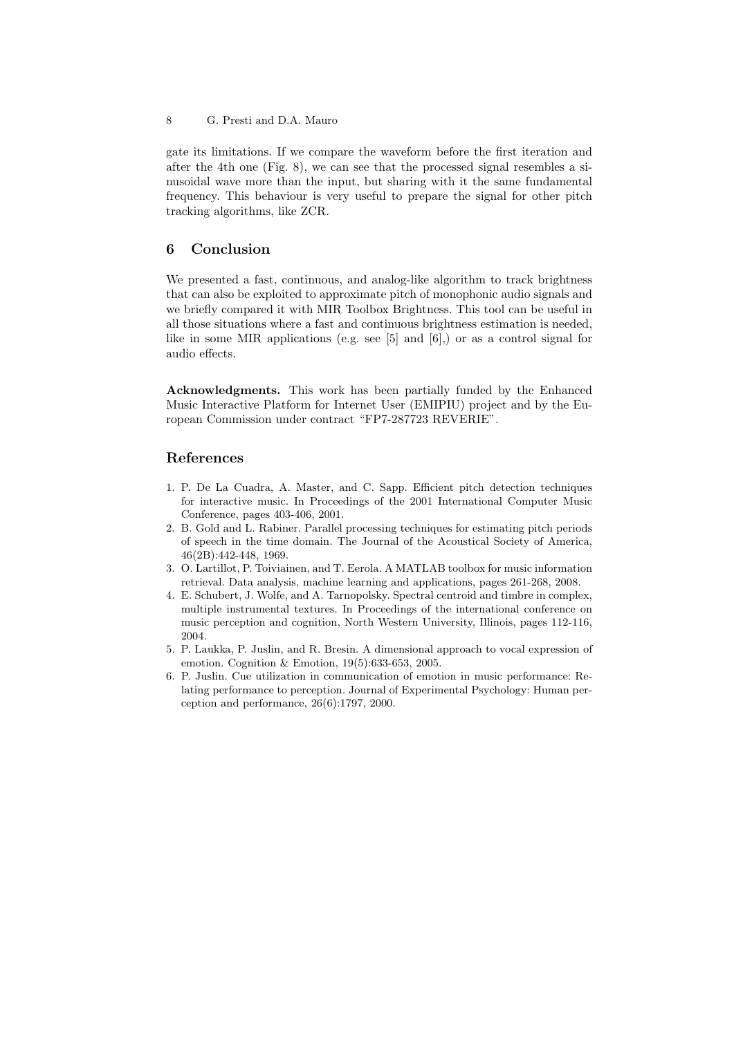gate its limitations. If we compare the waveform before the first iteration and after the 4th one (Fig. 8), we can see that the processed signal resembles a sinusoidal wave more than the input, but sharing with it the same fundamental frequency. This behaviour is very useful to prepare the signal for other pitch tracking algorithms, like ZCR.

## 6 Conclusion

We presented a fast, continuous, and analog-like algorithm to track brightness that can also be exploited to approximate pitch of monophonic audio signals and we briefly compared it with MIR Toolbox Brightness. This tool can be useful in all those situations where a fast and continuous brightness estimation is needed, like in some MIR applications (e.g. see [5] and [6],) or as a control signal for audio effects.

**Acknowledgments.** This work has been partially funded by the Enhanced Music Interactive Platform for Internet User (EMIPIU) project and by the European Commission under contract "FP7-287723 REVERIE".

## References

1. P. De La Cuadra, A. Master, and C. Sapp. Efficient pitch detection techniques for interactive music. In Proceedings of the 2001 International Computer Music Conference, pages 403-406, 2001.
2. B. Gold and L. Rabiner. Parallel processing techniques for estimating pitch periods of speech in the time domain. The Journal of the Acoustical Society of America, 46(2B):442-448, 1969.
3. O. Lartillot, P. Toiviainen, and T. Eerola. A MATLAB toolbox for music information retrieval. Data analysis, machine learning and applications, pages 261-268, 2008.
4. E. Schubert, J. Wolfe, and A. Tarnopolsky. Spectral centroid and timbre in complex, multiple instrumental textures. In Proceedings of the international conference on music perception and cognition, North Western University, Illinois, pages 112-116, 2004.
5. P. Laukka, P. Juslin, and R. Bresin. A dimensional approach to vocal expression of emotion. Cognition & Emotion, 19(5):633-653, 2005.
6. P. Juslin. Cue utilization in communication of emotion in music performance: Relating performance to perception. Journal of Experimental Psychology: Human perception and performance, 26(6):1797, 2000.